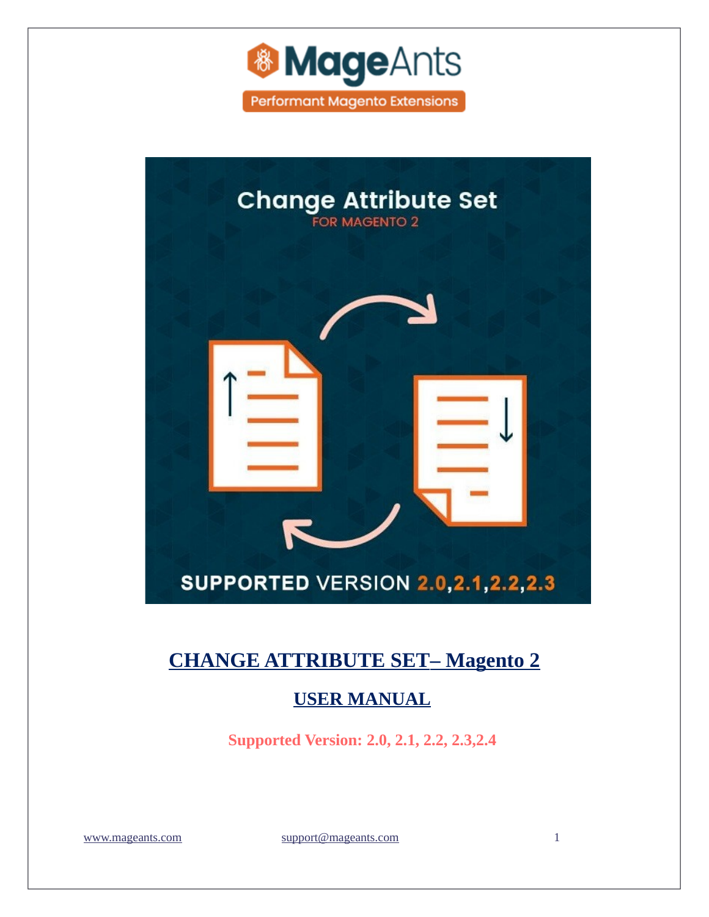# CHANGE ATTRIBUTE SET– Magento 2

## USER MANUAL

**Supported Version: 2.0, 2.1, 2.2, 2.3,2.4**

www.mageants.com support@mageants.com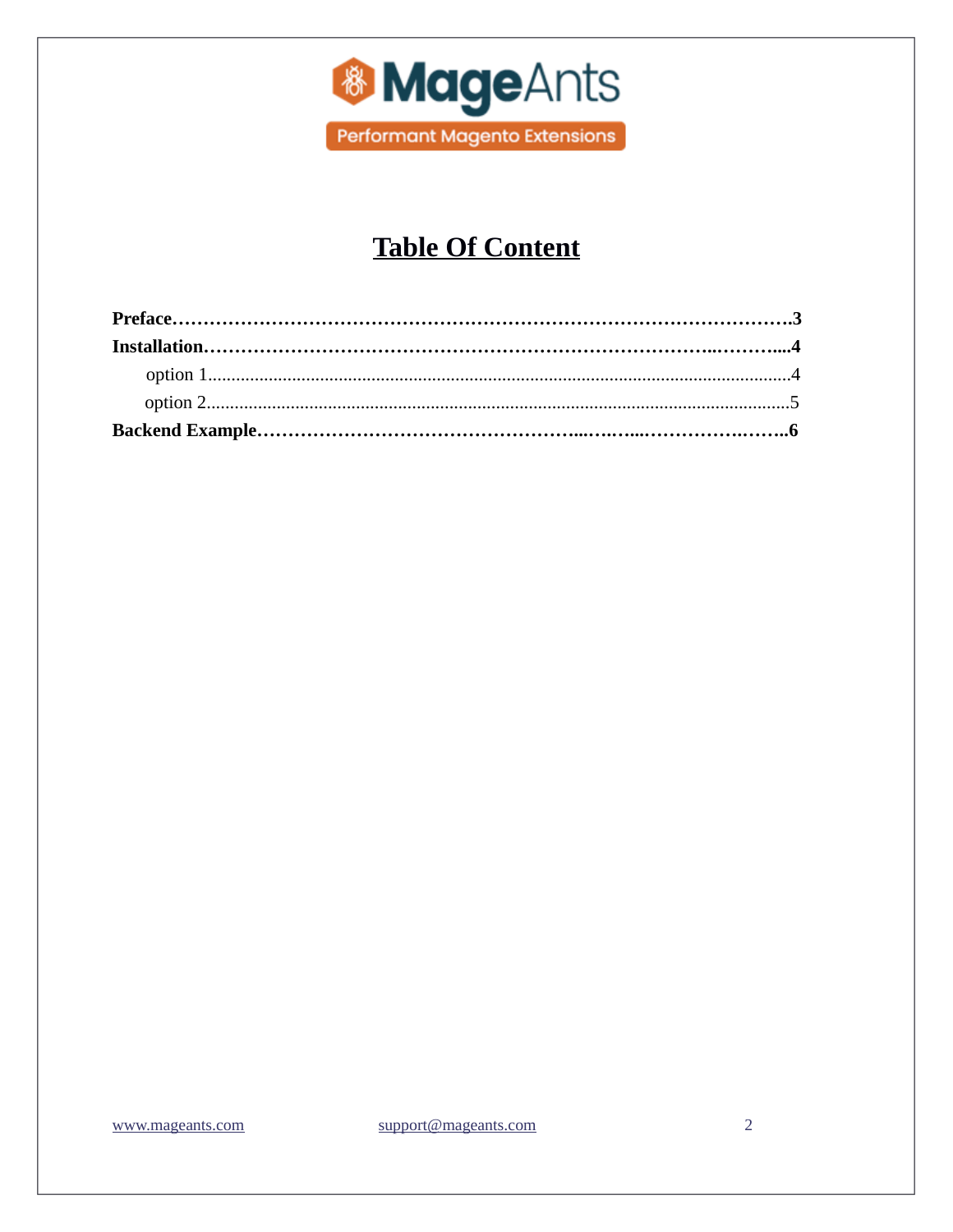# Table Of Content

**Preface……………………………………………………………………………………….3**

**Installation………………………………………………………………………..………...4**

option 1..............................................................................................................................4

option 2..............................................................................................................................5

**Backend Example…………………………………………...….…...……………….……..6**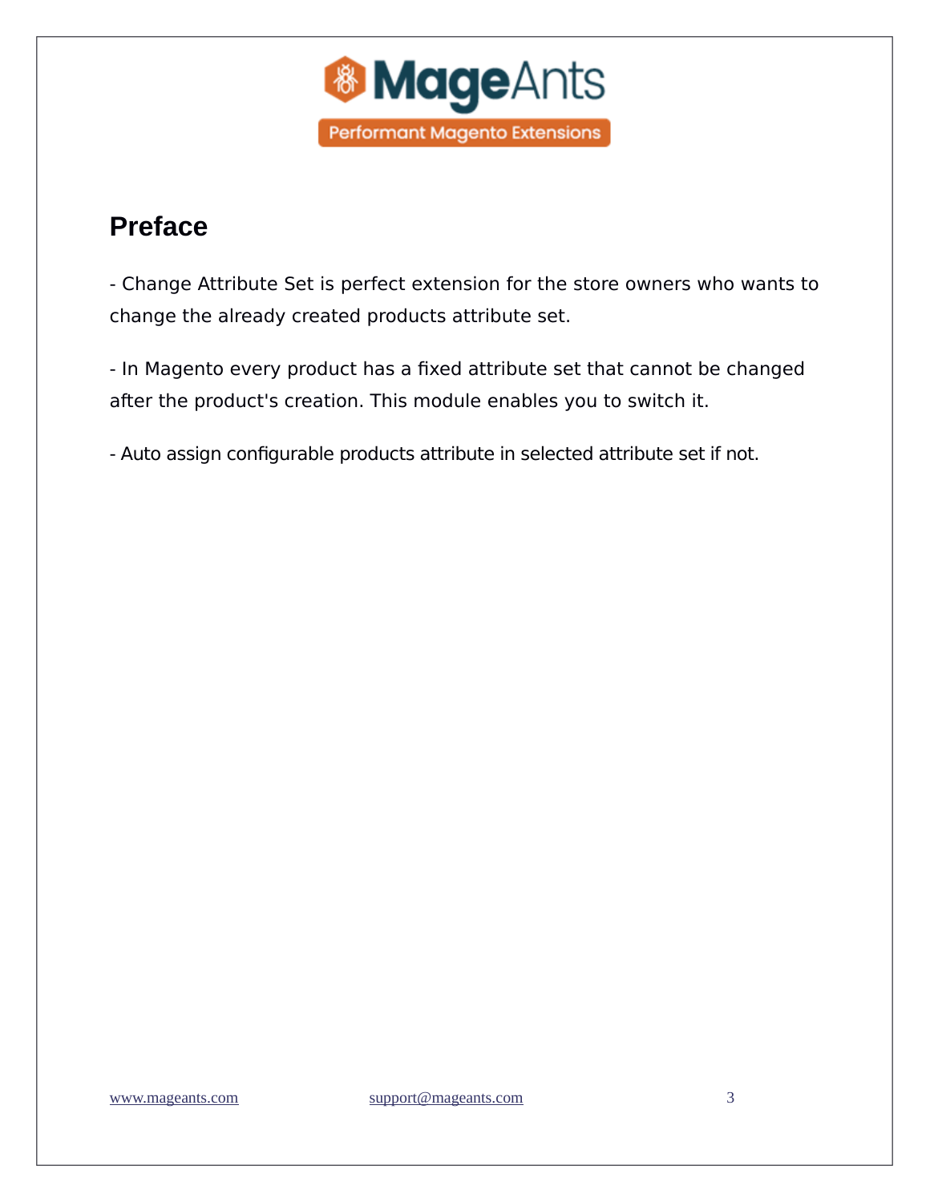# Preface

- Change Attribute Set is perfect extension for the store owners who wants to change the already created products attribute set.

- In Magento every product has a fixed attribute set that cannot be changed after the product's creation. This module enables you to switch it.

- Auto assign configurable products attribute in selected attribute set if not.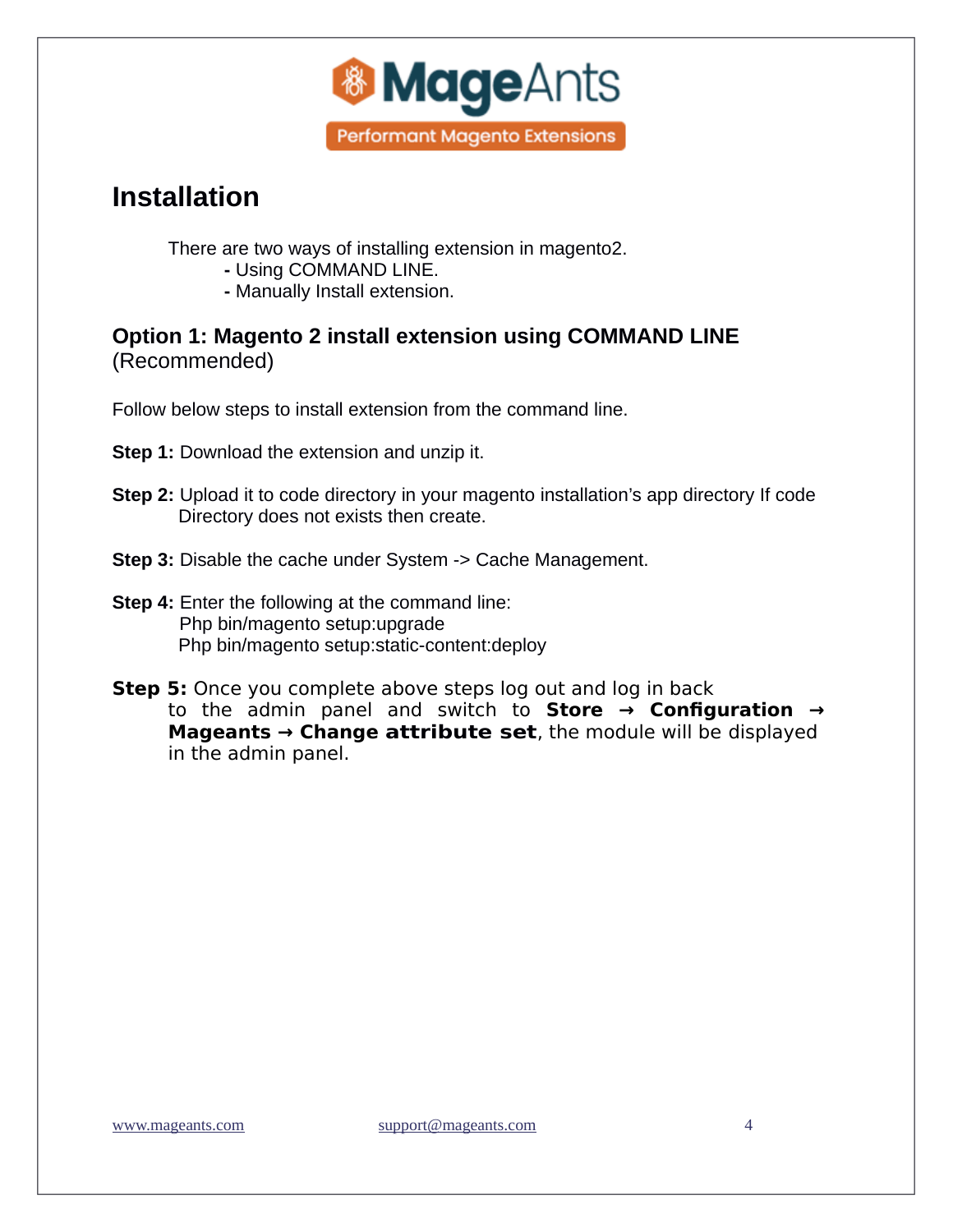# Installation

There are two ways of installing extension in magento2.

- Using COMMAND LINE.
- Manually Install extension.

## Option 1: Magento 2 install extension using COMMAND LINE (Recommended)

Follow below steps to install extension from the command line.

**Step 1:** Download the extension and unzip it.

**Step 2:** Upload it to code directory in your magento installation's app directory If code Directory does not exists then create.

**Step 3:** Disable the cache under System -> Cache Management.

**Step 4:** Enter the following at the command line:

```
Php bin/magento setup:upgrade
Php bin/magento setup:static-content:deploy
```

**Step 5:** Once you complete above steps log out and log in back to the admin panel and switch to **Store → Configuration → Mageants → Change attribute set**, the module will be displayed in the admin panel.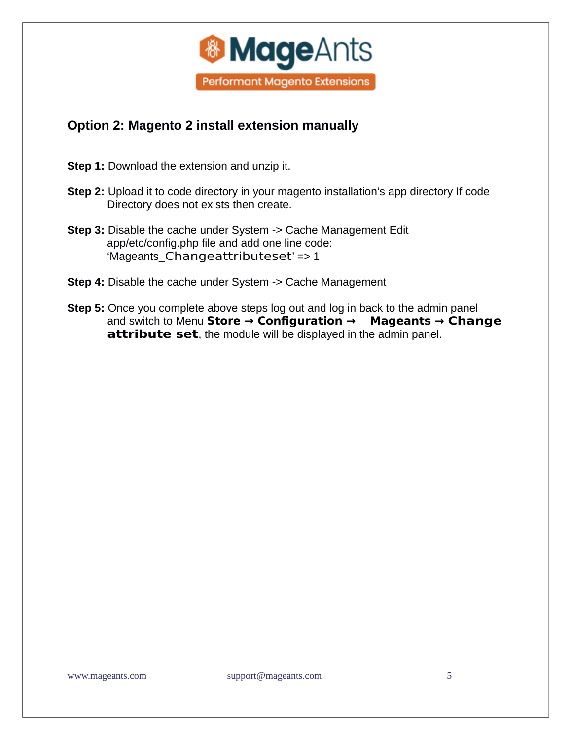## Option 2: Magento 2 install extension manually

**Step 1:** Download the extension and unzip it.

**Step 2:** Upload it to code directory in your magento installation's app directory If code Directory does not exists then create.

**Step 3:** Disable the cache under System -> Cache Management Edit app/etc/config.php file and add one line code: 'Mageants_Changeattributeset' => 1

**Step 4:** Disable the cache under System -> Cache Management

**Step 5:** Once you complete above steps log out and log in back to the admin panel and switch to Menu **Store → Configuration → Mageants → Change attribute set**, the module will be displayed in the admin panel.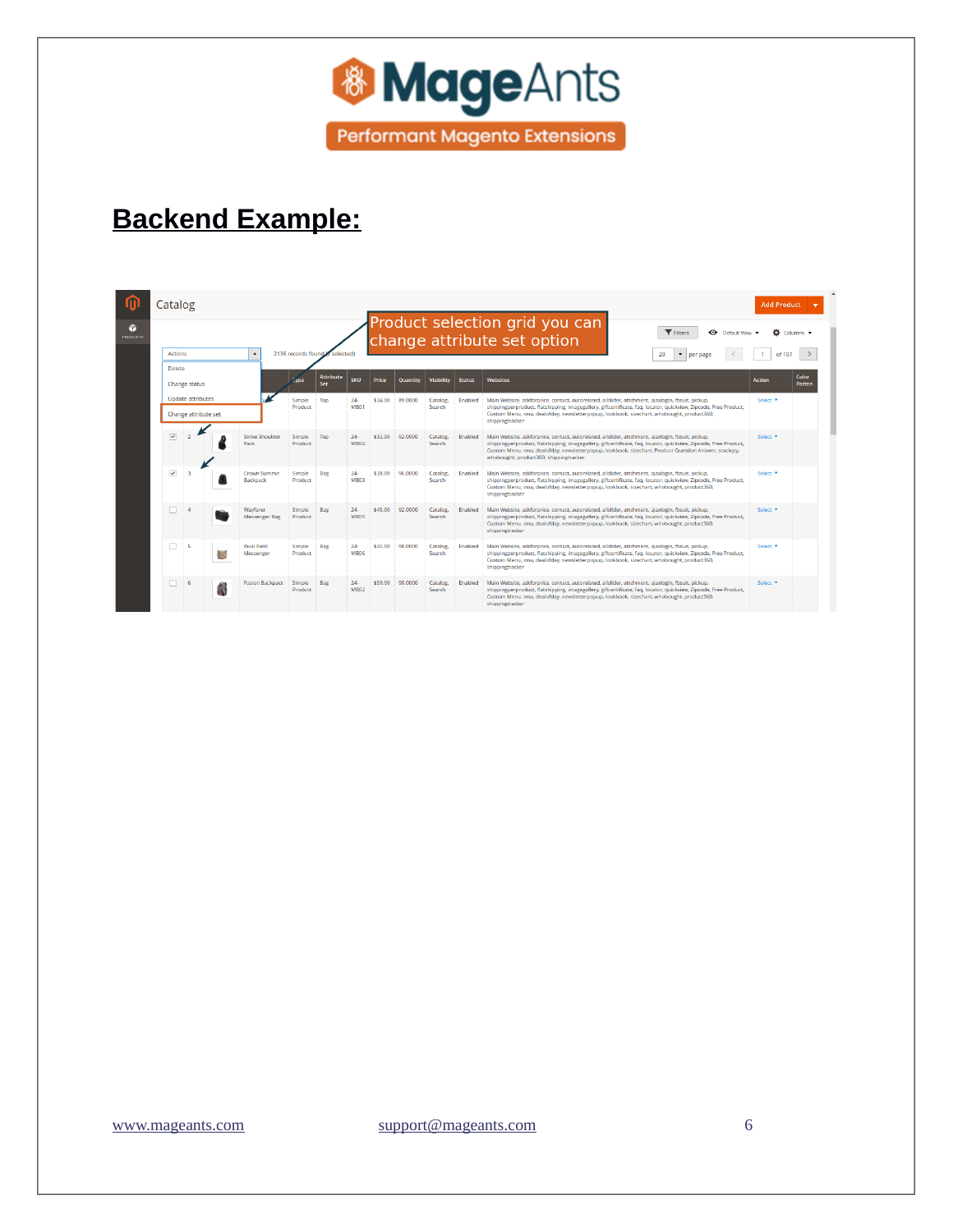## Backend Example: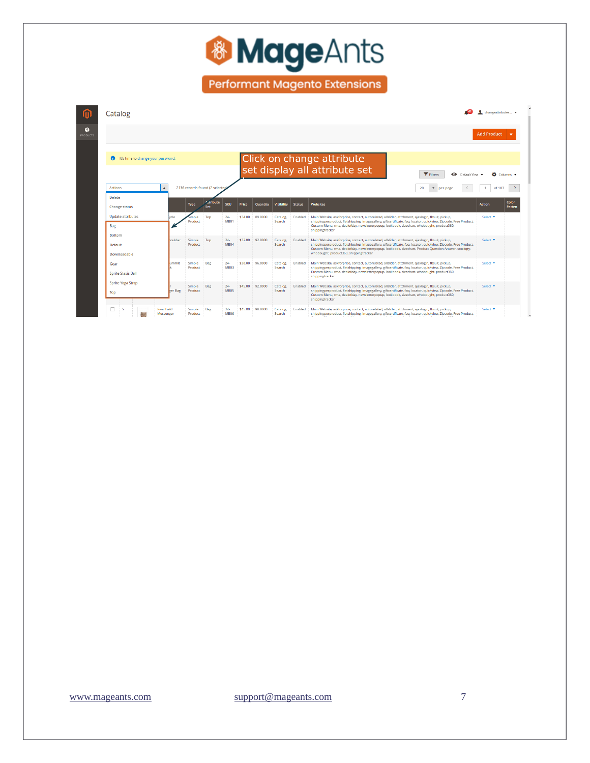Click on change attribute set display all attribute set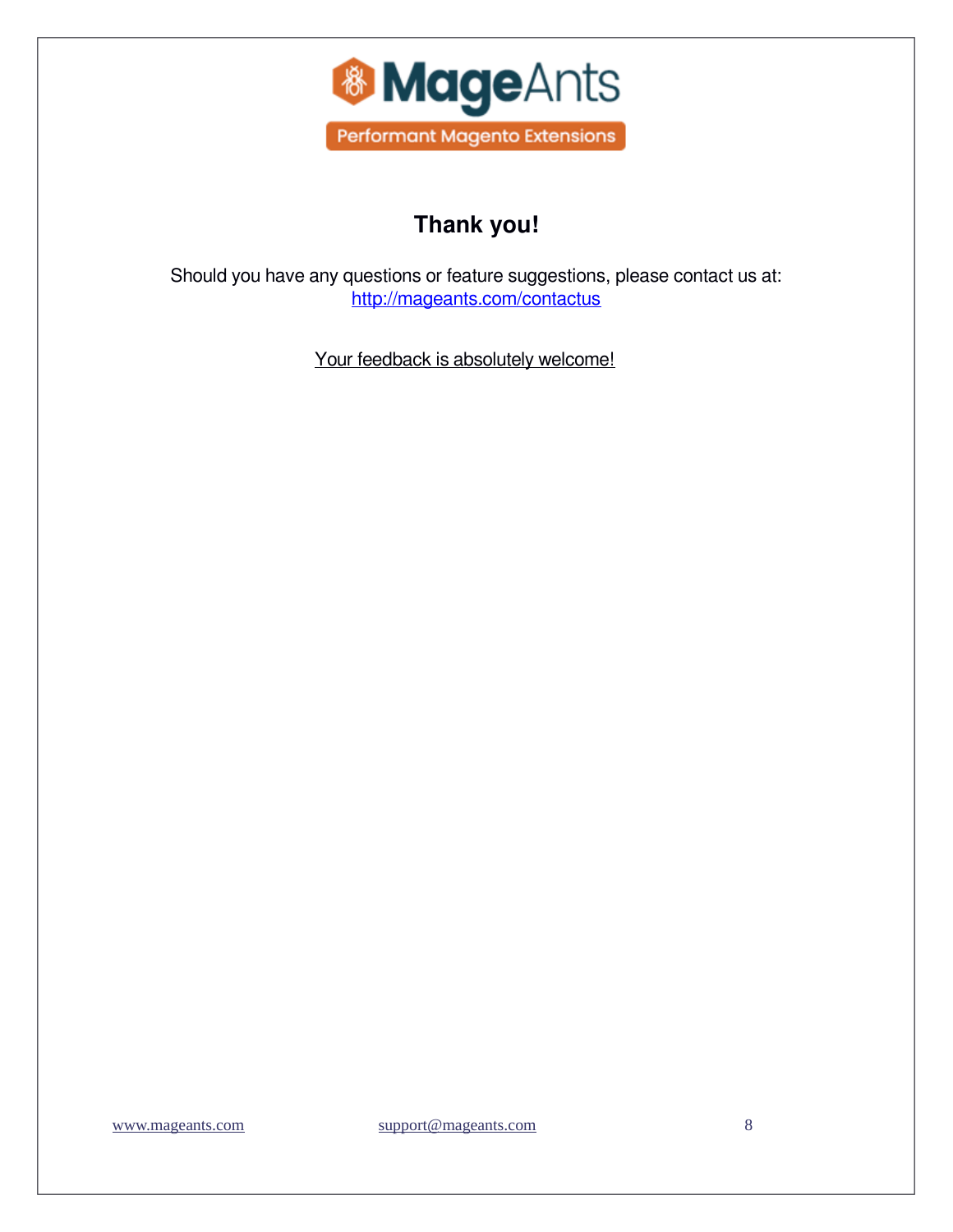# Thank you!

Should you have any questions or feature suggestions, please contact us at:
http://mageants.com/contactus

Your feedback is absolutely welcome!